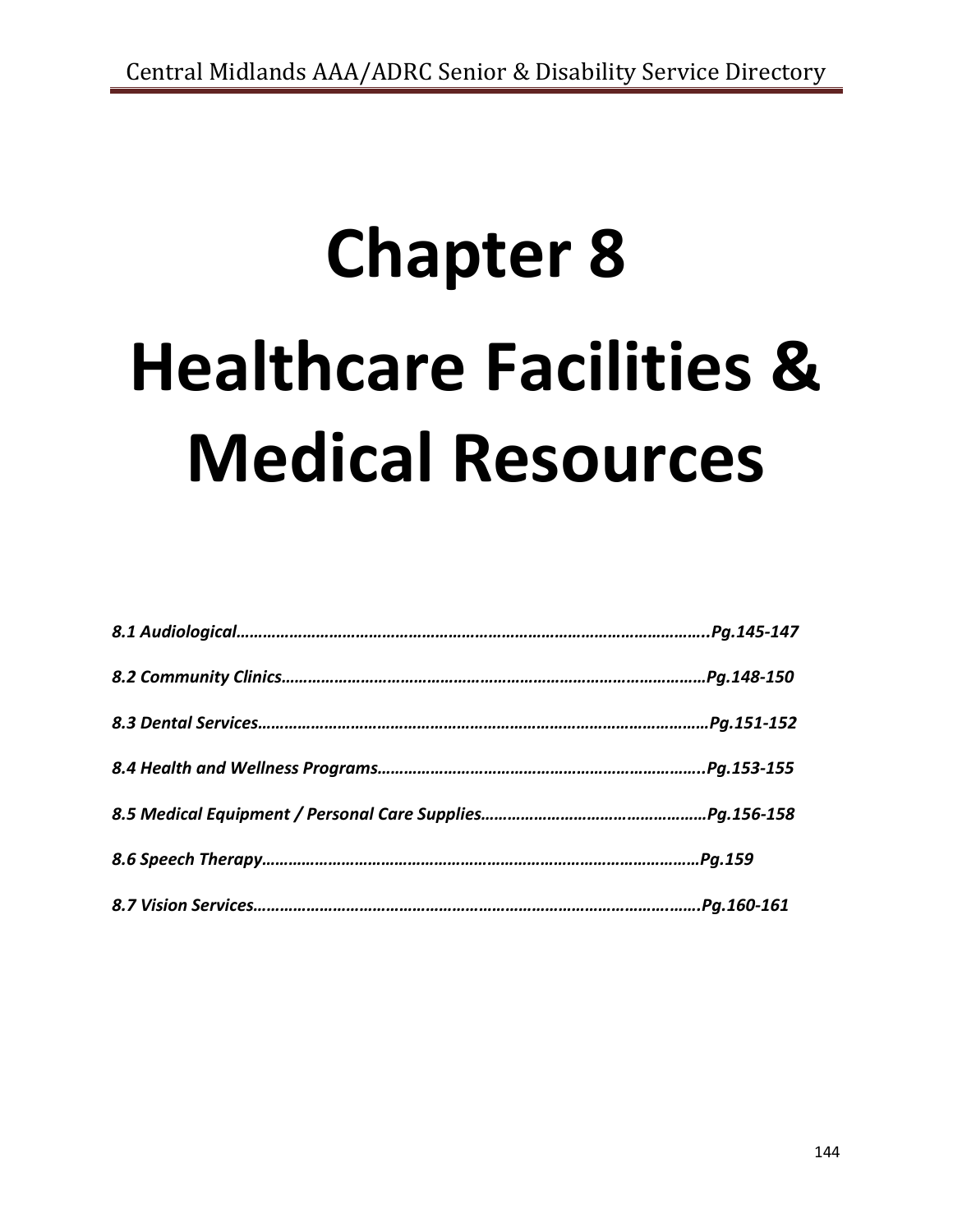# Chapter 8

# Healthcare Facilities & Medical Resources

*8.1 Audiological……………………………………………………………………………………………..Pg.145-147*

*8.2 Community Clinics……………………………………………………………………………………Pg.148-150*

*8.3 Dental Services…………………………………………………………………………………………Pg.151-152*

*8.4 Health and Wellness Programs………………………………………………………………..Pg.153-155*

*8.5 Medical Equipment / Personal Care Supplies…………………………………………Pg.156-158*

*8.6 Speech Therapy………………………………………………………………………………………Pg.159*

*8.7 Vision Services…………………………………………………………………………………………..Pg.160-161*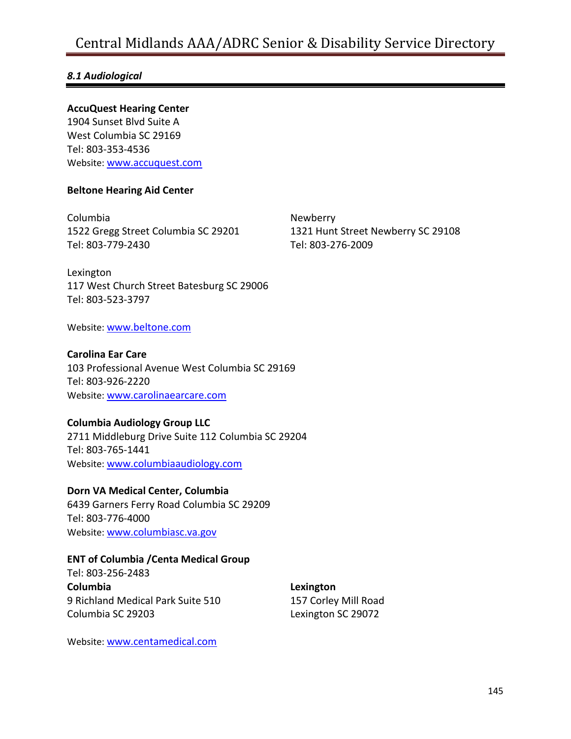### *8.1 Audiological*

**AccuQuest Hearing Center**
1904 Sunset Blvd Suite A
West Columbia SC 29169
Tel: 803-353-4536
Website: www.accuquest.com

**Beltone Hearing Aid Center**

Columbia
1522 Gregg Street Columbia SC 29201
Tel: 803-779-2430

Newberry
1321 Hunt Street Newberry SC 29108
Tel: 803-276-2009

Lexington
117 West Church Street Batesburg SC 29006
Tel: 803-523-3797

Website: www.beltone.com

**Carolina Ear Care**
103 Professional Avenue West Columbia SC 29169
Tel: 803-926-2220
Website: www.carolinaearcare.com

**Columbia Audiology Group LLC**
2711 Middleburg Drive Suite 112 Columbia SC 29204
Tel: 803-765-1441
Website: www.columbiaaudiology.com

**Dorn VA Medical Center, Columbia**
6439 Garners Ferry Road Columbia SC 29209
Tel: 803-776-4000
Website: www.columbiasc.va.gov

**ENT of Columbia /Centa Medical Group**
Tel: 803-256-2483

**Columbia**
9 Richland Medical Park Suite 510
Columbia SC 29203

**Lexington**
157 Corley Mill Road
Lexington SC 29072

Website: www.centamedical.com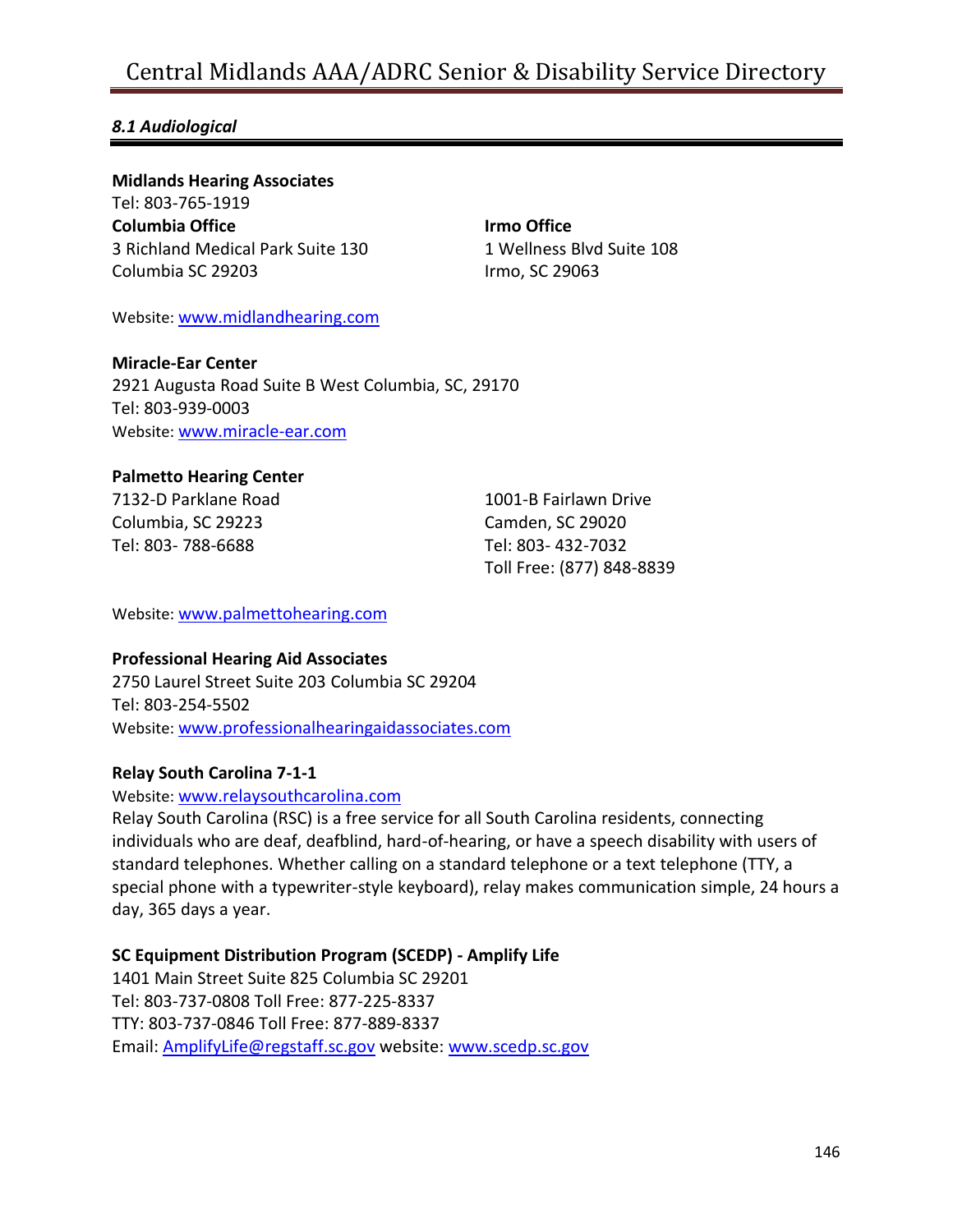## *8.1 Audiological*

**Midlands Hearing Associates**
Tel: 803-765-1919

**Columbia Office**
3 Richland Medical Park Suite 130
Columbia SC 29203

**Irmo Office**
1 Wellness Blvd Suite 108
Irmo, SC 29063

Website: www.midlandhearing.com

**Miracle-Ear Center**
2921 Augusta Road Suite B West Columbia, SC, 29170
Tel: 803-939-0003
Website: www.miracle-ear.com

**Palmetto Hearing Center**
7132-D Parklane Road
Columbia, SC 29223
Tel: 803- 788-6688

1001-B Fairlawn Drive
Camden, SC 29020
Tel: 803- 432-7032
Toll Free: (877) 848-8839

Website: www.palmettohearing.com

**Professional Hearing Aid Associates**
2750 Laurel Street Suite 203 Columbia SC 29204
Tel: 803-254-5502
Website: www.professionalhearingaidassociates.com

**Relay South Carolina 7-1-1**
Website: www.relaysouthcarolina.com
Relay South Carolina (RSC) is a free service for all South Carolina residents, connecting individuals who are deaf, deafblind, hard-of-hearing, or have a speech disability with users of standard telephones. Whether calling on a standard telephone or a text telephone (TTY, a special phone with a typewriter-style keyboard), relay makes communication simple, 24 hours a day, 365 days a year.

**SC Equipment Distribution Program (SCEDP) - Amplify Life**
1401 Main Street Suite 825 Columbia SC 29201
Tel: 803-737-0808 Toll Free: 877-225-8337
TTY: 803-737-0846 Toll Free: 877-889-8337
Email: AmplifyLife@regstaff.sc.gov website: www.scedp.sc.gov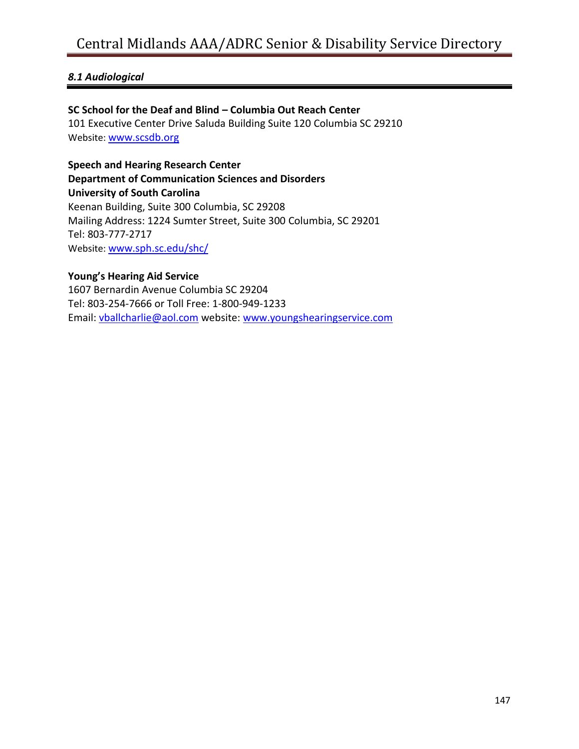### *8.1 Audiological*

**SC School for the Deaf and Blind – Columbia Out Reach Center**
101 Executive Center Drive Saluda Building Suite 120 Columbia SC 29210
Website: www.scsdb.org

**Speech and Hearing Research Center**
**Department of Communication Sciences and Disorders**
**University of South Carolina**
Keenan Building, Suite 300 Columbia, SC 29208
Mailing Address: 1224 Sumter Street, Suite 300 Columbia, SC 29201
Tel: 803-777-2717
Website: www.sph.sc.edu/shc/

**Young's Hearing Aid Service**
1607 Bernardin Avenue Columbia SC 29204
Tel: 803-254-7666 or Toll Free: 1-800-949-1233
Email: vballcharlie@aol.com website: www.youngshearingservice.com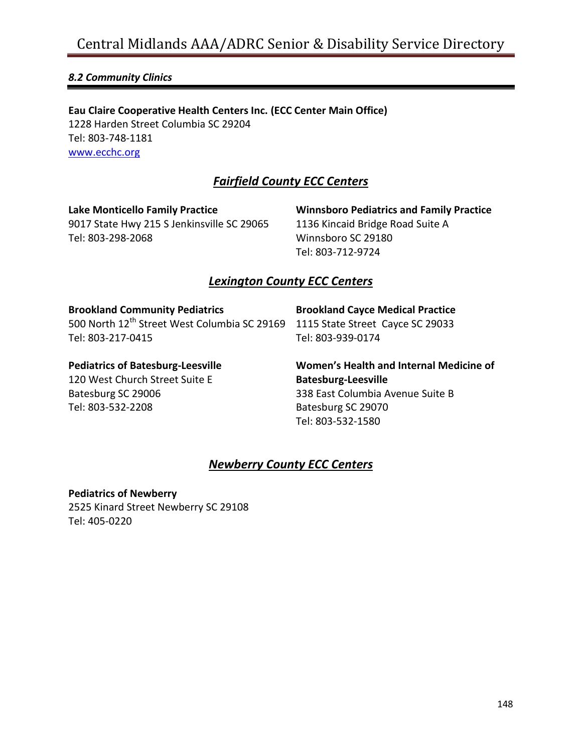### *8.2 Community Clinics*

**Eau Claire Cooperative Health Centers Inc. (ECC Center Main Office)**
1228 Harden Street Columbia SC 29204
Tel: 803-748-1181
www.ecchc.org

## ***Fairfield County ECC Centers***

**Lake Monticello Family Practice**
9017 State Hwy 215 S Jenkinsville SC 29065
Tel: 803-298-2068

**Winnsboro Pediatrics and Family Practice**
1136 Kincaid Bridge Road Suite A
Winnsboro SC 29180
Tel: 803-712-9724

## ***Lexington County ECC Centers***

**Brookland Community Pediatrics**
500 North 12th Street West Columbia SC 29169
Tel: 803-217-0415

**Brookland Cayce Medical Practice**
1115 State Street Cayce SC 29033
Tel: 803-939-0174

**Pediatrics of Batesburg-Leesville**
120 West Church Street Suite E
Batesburg SC 29006
Tel: 803-532-2208

**Women's Health and Internal Medicine of Batesburg-Leesville**
338 East Columbia Avenue Suite B
Batesburg SC 29070
Tel: 803-532-1580

## ***Newberry County ECC Centers***

**Pediatrics of Newberry**
2525 Kinard Street Newberry SC 29108
Tel: 405-0220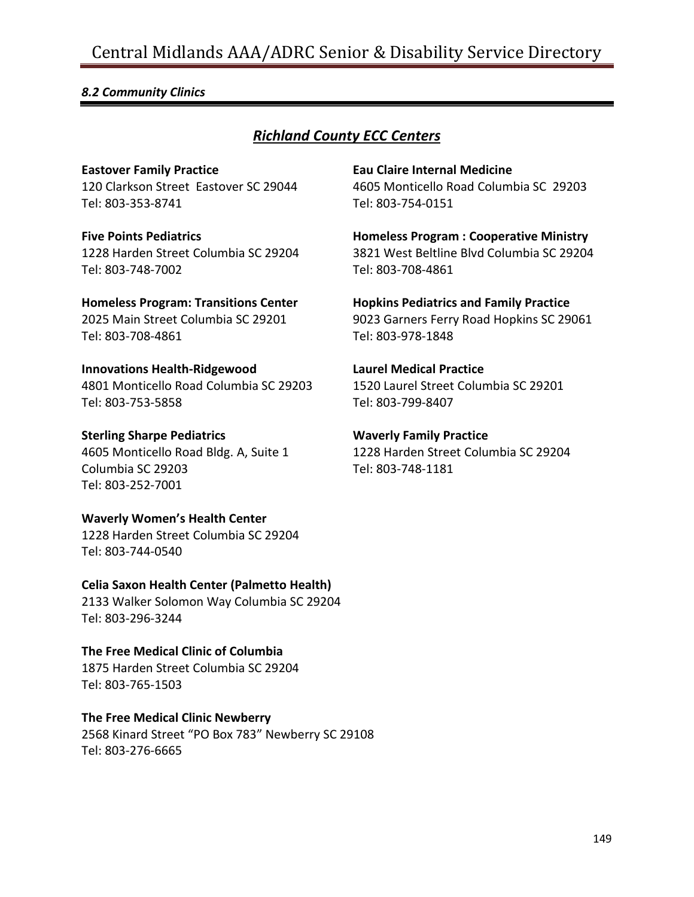*8.2 Community Clinics*

## ***Richland County ECC Centers***

**Eastover Family Practice**
120 Clarkson Street Eastover SC 29044
Tel: 803-353-8741

**Eau Claire Internal Medicine**
4605 Monticello Road Columbia SC 29203
Tel: 803-754-0151

**Five Points Pediatrics**
1228 Harden Street Columbia SC 29204
Tel: 803-748-7002

**Homeless Program : Cooperative Ministry**
3821 West Beltline Blvd Columbia SC 29204
Tel: 803-708-4861

**Homeless Program: Transitions Center**
2025 Main Street Columbia SC 29201
Tel: 803-708-4861

**Hopkins Pediatrics and Family Practice**
9023 Garners Ferry Road Hopkins SC 29061
Tel: 803-978-1848

**Innovations Health-Ridgewood**
4801 Monticello Road Columbia SC 29203
Tel: 803-753-5858

**Laurel Medical Practice**
1520 Laurel Street Columbia SC 29201
Tel: 803-799-8407

**Sterling Sharpe Pediatrics**
4605 Monticello Road Bldg. A, Suite 1
Columbia SC 29203
Tel: 803-252-7001

**Waverly Family Practice**
1228 Harden Street Columbia SC 29204
Tel: 803-748-1181

**Waverly Women's Health Center**
1228 Harden Street Columbia SC 29204
Tel: 803-744-0540

**Celia Saxon Health Center (Palmetto Health)**
2133 Walker Solomon Way Columbia SC 29204
Tel: 803-296-3244

**The Free Medical Clinic of Columbia**
1875 Harden Street Columbia SC 29204
Tel: 803-765-1503

**The Free Medical Clinic Newberry**
2568 Kinard Street "PO Box 783" Newberry SC 29108
Tel: 803-276-6665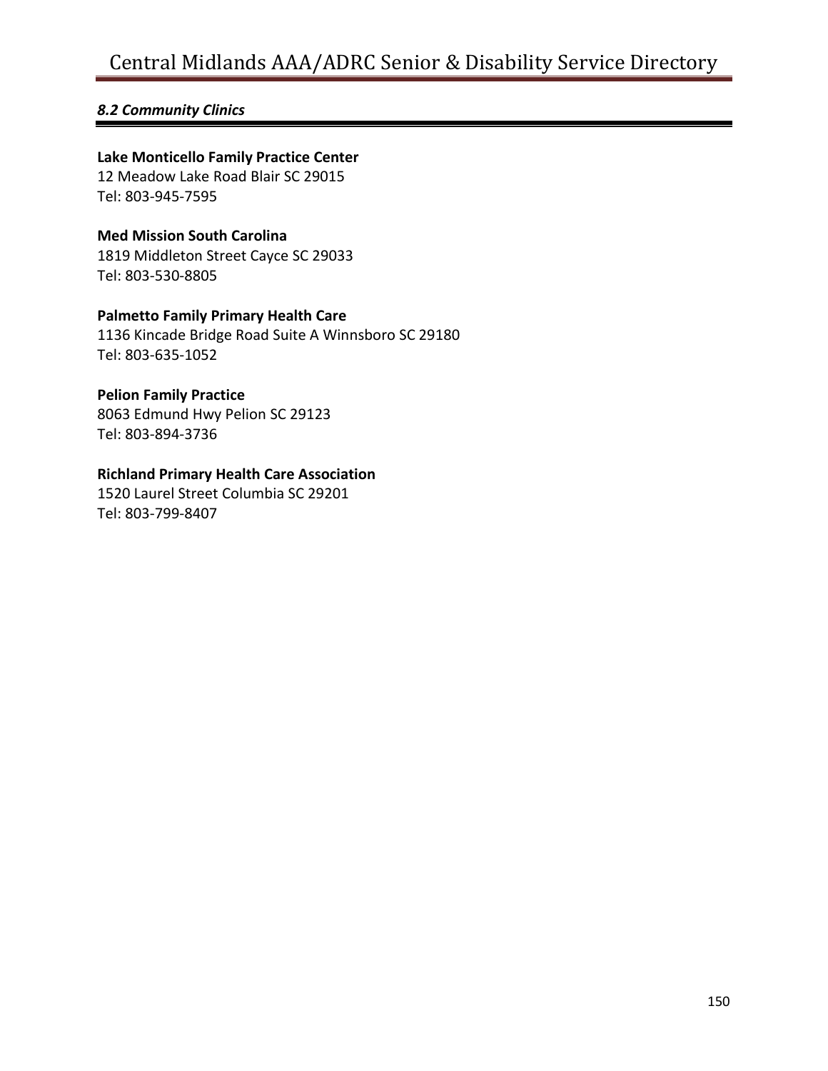### *8.2 Community Clinics*

**Lake Monticello Family Practice Center**
12 Meadow Lake Road Blair SC 29015
Tel: 803-945-7595

**Med Mission South Carolina**
1819 Middleton Street Cayce SC 29033
Tel: 803-530-8805

**Palmetto Family Primary Health Care**
1136 Kincade Bridge Road Suite A Winnsboro SC 29180
Tel: 803-635-1052

**Pelion Family Practice**
8063 Edmund Hwy Pelion SC 29123
Tel: 803-894-3736

**Richland Primary Health Care Association**
1520 Laurel Street Columbia SC 29201
Tel: 803-799-8407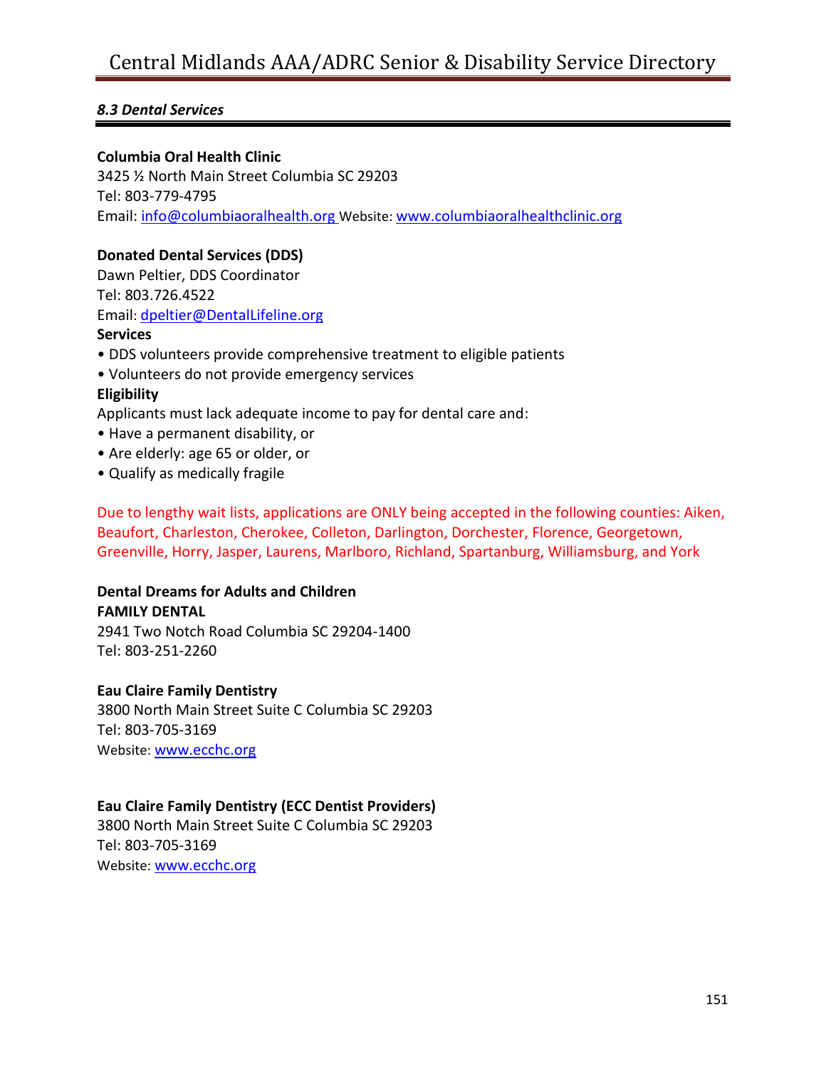### *8.3 Dental Services*

**Columbia Oral Health Clinic**
3425 ½ North Main Street Columbia SC 29203
Tel: 803-779-4795
Email: info@columbiaoralhealth.org Website: www.columbiaoralhealthclinic.org

**Donated Dental Services (DDS)**
Dawn Peltier, DDS Coordinator
Tel: 803.726.4522
Email: dpeltier@DentalLifeline.org

**Services**

- DDS volunteers provide comprehensive treatment to eligible patients
- Volunteers do not provide emergency services

**Eligibility**

Applicants must lack adequate income to pay for dental care and:

- Have a permanent disability, or
- Are elderly: age 65 or older, or
- Qualify as medically fragile

Due to lengthy wait lists, applications are ONLY being accepted in the following counties: Aiken, Beaufort, Charleston, Cherokee, Colleton, Darlington, Dorchester, Florence, Georgetown, Greenville, Horry, Jasper, Laurens, Marlboro, Richland, Spartanburg, Williamsburg, and York

**Dental Dreams for Adults and Children**
**FAMILY DENTAL**
2941 Two Notch Road Columbia SC 29204-1400
Tel: 803-251-2260

**Eau Claire Family Dentistry**
3800 North Main Street Suite C Columbia SC 29203
Tel: 803-705-3169
Website: www.ecchc.org

**Eau Claire Family Dentistry (ECC Dentist Providers)**
3800 North Main Street Suite C Columbia SC 29203
Tel: 803-705-3169
Website: www.ecchc.org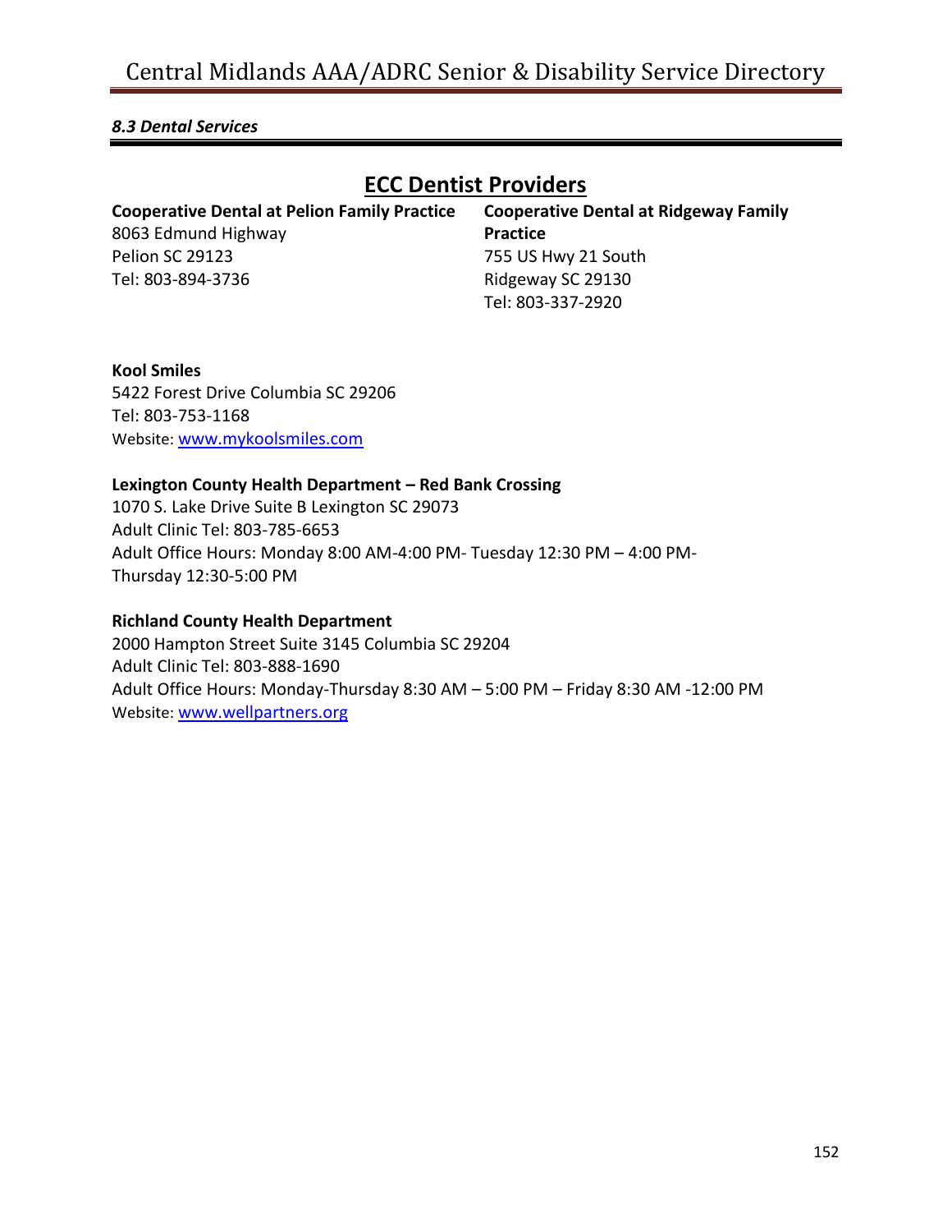*8.3 Dental Services*

## ECC Dentist Providers

**Cooperative Dental at Pelion Family Practice**
8063 Edmund Highway
Pelion SC 29123
Tel: 803-894-3736

**Cooperative Dental at Ridgeway Family Practice**
755 US Hwy 21 South
Ridgeway SC 29130
Tel: 803-337-2920

**Kool Smiles**
5422 Forest Drive Columbia SC 29206
Tel: 803-753-1168
Website: [www.mykoolsmiles.com](http://www.mykoolsmiles.com)

**Lexington County Health Department – Red Bank Crossing**
1070 S. Lake Drive Suite B Lexington SC 29073
Adult Clinic Tel: 803-785-6653
Adult Office Hours: Monday 8:00 AM-4:00 PM- Tuesday 12:30 PM – 4:00 PM- Thursday 12:30-5:00 PM

**Richland County Health Department**
2000 Hampton Street Suite 3145 Columbia SC 29204
Adult Clinic Tel: 803-888-1690
Adult Office Hours: Monday-Thursday 8:30 AM – 5:00 PM – Friday 8:30 AM -12:00 PM
Website: [www.wellpartners.org](http://www.wellpartners.org)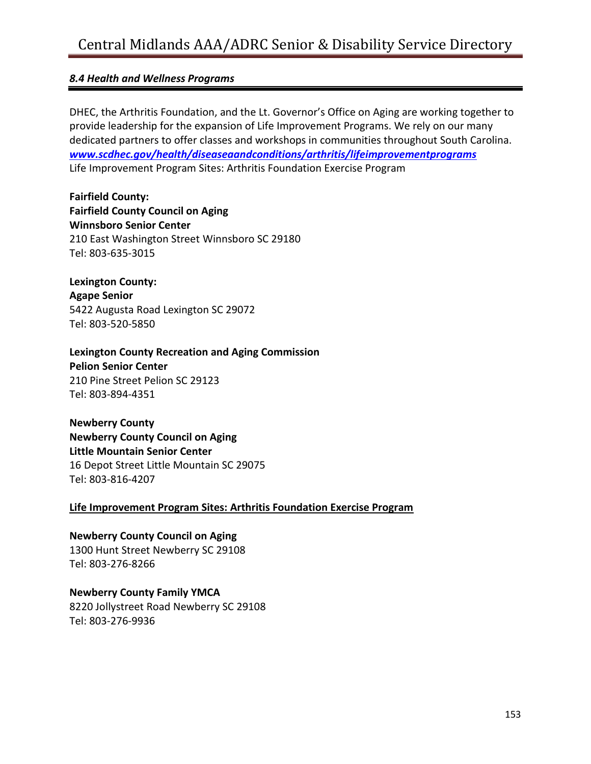### *8.4 Health and Wellness Programs*

DHEC, the Arthritis Foundation, and the Lt. Governor's Office on Aging are working together to provide leadership for the expansion of Life Improvement Programs. We rely on our many dedicated partners to offer classes and workshops in communities throughout South Carolina.
***www.scdhec.gov/health/diseaseaandconditions/arthritis/lifeimprovementprograms***
Life Improvement Program Sites: Arthritis Foundation Exercise Program

**Fairfield County:**
**Fairfield County Council on Aging**
**Winnsboro Senior Center**
210 East Washington Street Winnsboro SC 29180
Tel: 803-635-3015

**Lexington County:**
**Agape Senior**
5422 Augusta Road Lexington SC 29072
Tel: 803-520-5850

**Lexington County Recreation and Aging Commission**
**Pelion Senior Center**
210 Pine Street Pelion SC 29123
Tel: 803-894-4351

**Newberry County**
**Newberry County Council on Aging**
**Little Mountain Senior Center**
16 Depot Street Little Mountain SC 29075
Tel: 803-816-4207

**<u>Life Improvement Program Sites: Arthritis Foundation Exercise Program</u>**

**Newberry County Council on Aging**
1300 Hunt Street Newberry SC 29108
Tel: 803-276-8266

**Newberry County Family YMCA**
8220 Jollystreet Road Newberry SC 29108
Tel: 803-276-9936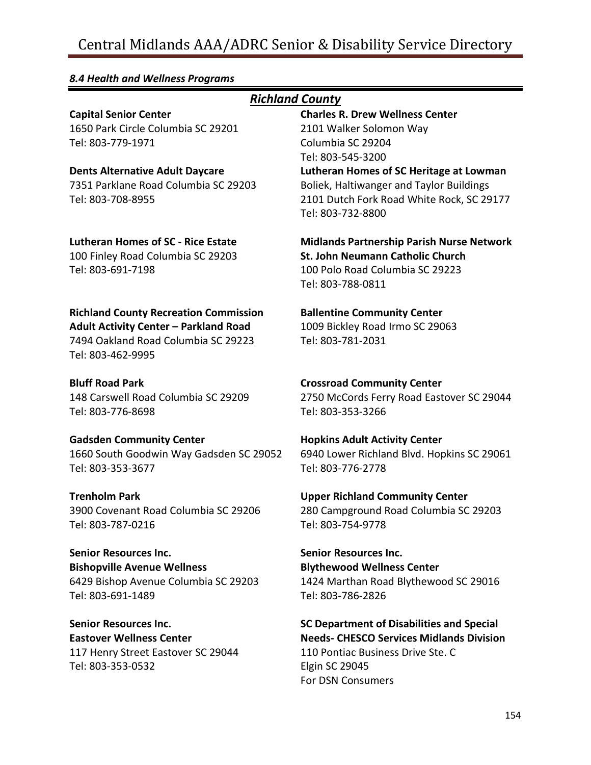*8.4 Health and Wellness Programs*

## *Richland County*

**Capital Senior Center**
1650 Park Circle Columbia SC 29201
Tel: 803-779-1971

**Dents Alternative Adult Daycare**
7351 Parklane Road Columbia SC 29203
Tel: 803-708-8955

**Lutheran Homes of SC - Rice Estate**
100 Finley Road Columbia SC 29203
Tel: 803-691-7198

**Richland County Recreation Commission**
**Adult Activity Center – Parkland Road**
7494 Oakland Road Columbia SC 29223
Tel: 803-462-9995

**Bluff Road Park**
148 Carswell Road Columbia SC 29209
Tel: 803-776-8698

**Gadsden Community Center**
1660 South Goodwin Way Gadsden SC 29052
Tel: 803-353-3677

**Trenholm Park**
3900 Covenant Road Columbia SC 29206
Tel: 803-787-0216

**Senior Resources Inc.**
**Bishopville Avenue Wellness**
6429 Bishop Avenue Columbia SC 29203
Tel: 803-691-1489

**Senior Resources Inc.**
**Eastover Wellness Center**
117 Henry Street Eastover SC 29044
Tel: 803-353-0532

**Charles R. Drew Wellness Center**
2101 Walker Solomon Way
Columbia SC 29204
Tel: 803-545-3200

**Lutheran Homes of SC Heritage at Lowman**
Boliek, Haltiwanger and Taylor Buildings
2101 Dutch Fork Road White Rock, SC 29177
Tel: 803-732-8800

**Midlands Partnership Parish Nurse Network**
**St. John Neumann Catholic Church**
100 Polo Road Columbia SC 29223
Tel: 803-788-0811

**Ballentine Community Center**
1009 Bickley Road Irmo SC 29063
Tel: 803-781-2031

**Crossroad Community Center**
2750 McCords Ferry Road Eastover SC 29044
Tel: 803-353-3266

**Hopkins Adult Activity Center**
6940 Lower Richland Blvd. Hopkins SC 29061
Tel: 803-776-2778

**Upper Richland Community Center**
280 Campground Road Columbia SC 29203
Tel: 803-754-9778

**Senior Resources Inc.**
**Blythewood Wellness Center**
1424 Marthan Road Blythewood SC 29016
Tel: 803-786-2826

**SC Department of Disabilities and Special Needs- CHESCO Services Midlands Division**
110 Pontiac Business Drive Ste. C
Elgin SC 29045
For DSN Consumers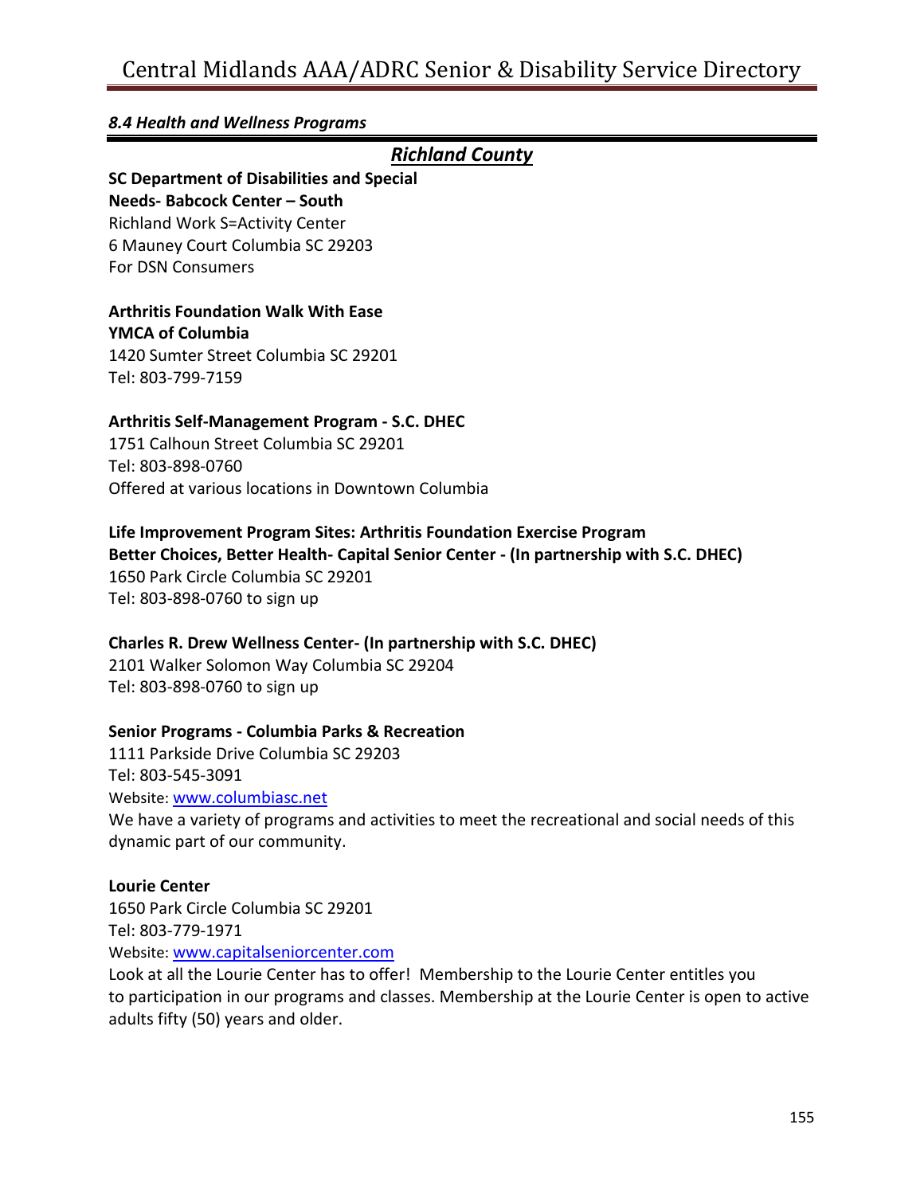### *8.4 Health and Wellness Programs*

## ***Richland County***

**SC Department of Disabilities and Special Needs- Babcock Center – South**
Richland Work S=Activity Center
6 Mauney Court Columbia SC 29203
For DSN Consumers

**Arthritis Foundation Walk With Ease**
**YMCA of Columbia**
1420 Sumter Street Columbia SC 29201
Tel: 803-799-7159

**Arthritis Self-Management Program - S.C. DHEC**
1751 Calhoun Street Columbia SC 29201
Tel: 803-898-0760
Offered at various locations in Downtown Columbia

**Life Improvement Program Sites: Arthritis Foundation Exercise Program**
**Better Choices, Better Health- Capital Senior Center - (In partnership with S.C. DHEC)**
1650 Park Circle Columbia SC 29201
Tel: 803-898-0760 to sign up

**Charles R. Drew Wellness Center- (In partnership with S.C. DHEC)**
2101 Walker Solomon Way Columbia SC 29204
Tel: 803-898-0760 to sign up

**Senior Programs - Columbia Parks & Recreation**
1111 Parkside Drive Columbia SC 29203
Tel: 803-545-3091
Website: www.columbiasc.net
We have a variety of programs and activities to meet the recreational and social needs of this dynamic part of our community.

**Lourie Center**
1650 Park Circle Columbia SC 29201
Tel: 803-779-1971
Website: www.capitalseniorcenter.com
Look at all the Lourie Center has to offer! Membership to the Lourie Center entitles you to participation in our programs and classes. Membership at the Lourie Center is open to active adults fifty (50) years and older.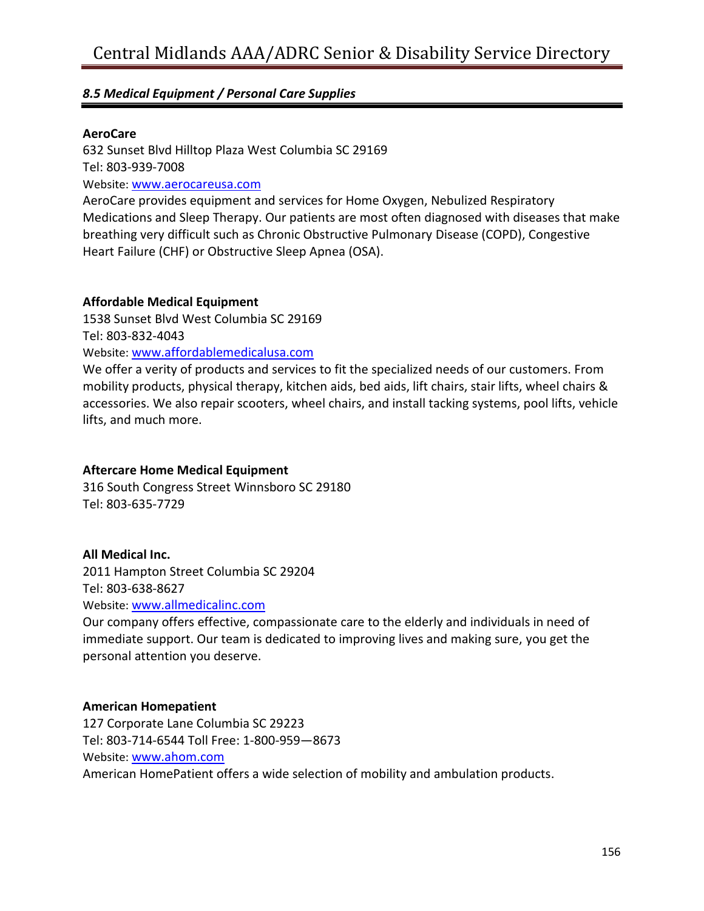### *8.5 Medical Equipment / Personal Care Supplies*

**AeroCare**
632 Sunset Blvd Hilltop Plaza West Columbia SC 29169
Tel: 803-939-7008
Website: [www.aerocareusa.com](http://www.aerocareusa.com)
AeroCare provides equipment and services for Home Oxygen, Nebulized Respiratory Medications and Sleep Therapy. Our patients are most often diagnosed with diseases that make breathing very difficult such as Chronic Obstructive Pulmonary Disease (COPD), Congestive Heart Failure (CHF) or Obstructive Sleep Apnea (OSA).

**Affordable Medical Equipment**
1538 Sunset Blvd West Columbia SC 29169
Tel: 803-832-4043
Website: [www.affordablemedicalusa.com](http://www.affordablemedicalusa.com)
We offer a verity of products and services to fit the specialized needs of our customers. From mobility products, physical therapy, kitchen aids, bed aids, lift chairs, stair lifts, wheel chairs & accessories. We also repair scooters, wheel chairs, and install tacking systems, pool lifts, vehicle lifts, and much more.

**Aftercare Home Medical Equipment**
316 South Congress Street Winnsboro SC 29180
Tel: 803-635-7729

**All Medical Inc.**
2011 Hampton Street Columbia SC 29204
Tel: 803-638-8627
Website: [www.allmedicalinc.com](http://www.allmedicalinc.com)
Our company offers effective, compassionate care to the elderly and individuals in need of immediate support. Our team is dedicated to improving lives and making sure, you get the personal attention you deserve.

**American Homepatient**
127 Corporate Lane Columbia SC 29223
Tel: 803-714-6544 Toll Free: 1-800-959—8673
Website: [www.ahom.com](http://www.ahom.com)
American HomePatient offers a wide selection of mobility and ambulation products.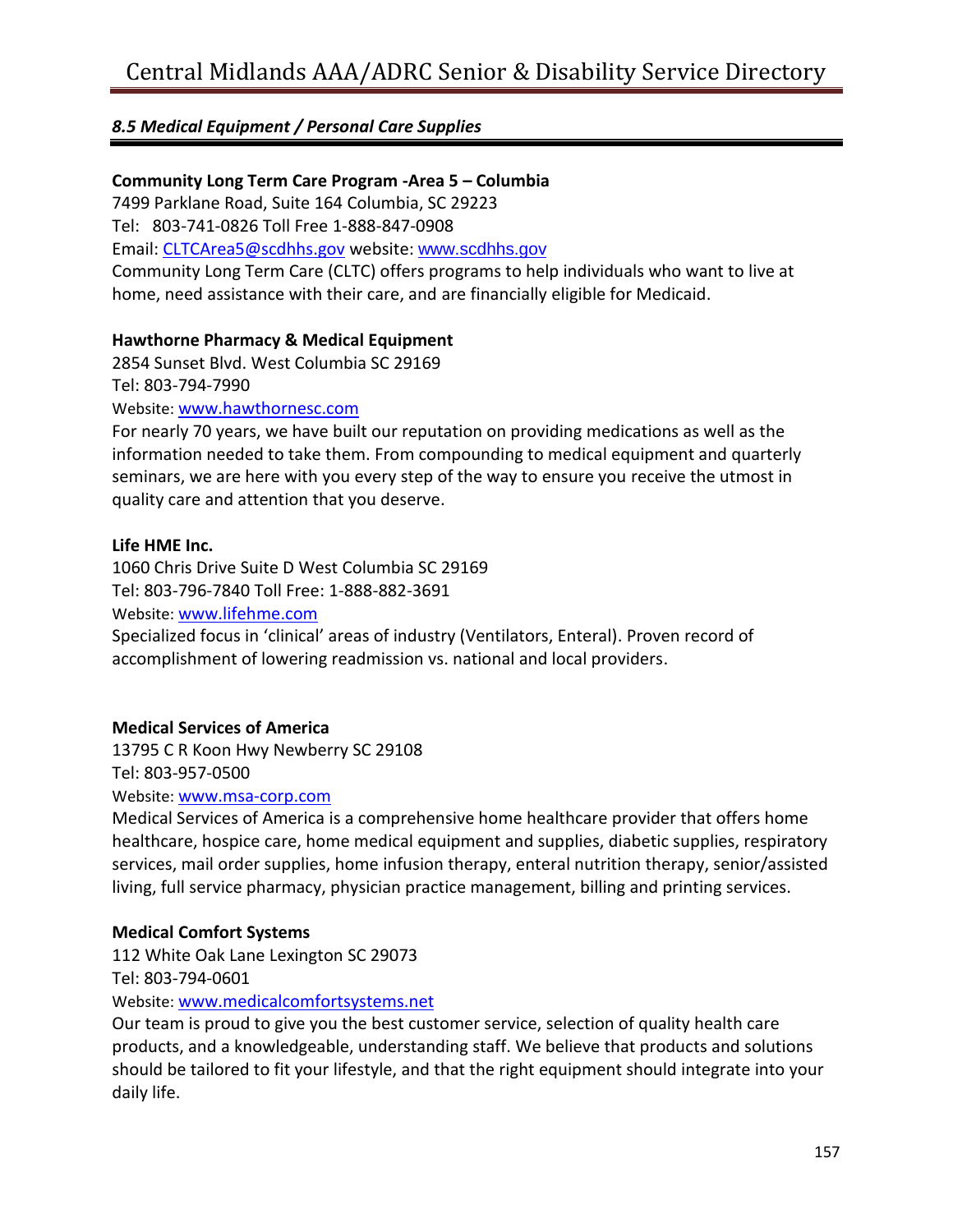### *8.5 Medical Equipment / Personal Care Supplies*

**Community Long Term Care Program -Area 5 – Columbia**
7499 Parklane Road, Suite 164 Columbia, SC 29223
Tel: 803-741-0826 Toll Free 1-888-847-0908
Email: CLTCArea5@scdhhs.gov website: www.scdhhs.gov
Community Long Term Care (CLTC) offers programs to help individuals who want to live at home, need assistance with their care, and are financially eligible for Medicaid.

**Hawthorne Pharmacy & Medical Equipment**
2854 Sunset Blvd. West Columbia SC 29169
Tel: 803-794-7990
Website: www.hawthornesc.com
For nearly 70 years, we have built our reputation on providing medications as well as the information needed to take them. From compounding to medical equipment and quarterly seminars, we are here with you every step of the way to ensure you receive the utmost in quality care and attention that you deserve.

**Life HME Inc.**
1060 Chris Drive Suite D West Columbia SC 29169
Tel: 803-796-7840 Toll Free: 1-888-882-3691
Website: www.lifehme.com
Specialized focus in 'clinical' areas of industry (Ventilators, Enteral). Proven record of accomplishment of lowering readmission vs. national and local providers.

**Medical Services of America**
13795 C R Koon Hwy Newberry SC 29108
Tel: 803-957-0500
Website: www.msa-corp.com
Medical Services of America is a comprehensive home healthcare provider that offers home healthcare, hospice care, home medical equipment and supplies, diabetic supplies, respiratory services, mail order supplies, home infusion therapy, enteral nutrition therapy, senior/assisted living, full service pharmacy, physician practice management, billing and printing services.

**Medical Comfort Systems**
112 White Oak Lane Lexington SC 29073
Tel: 803-794-0601
Website: www.medicalcomfortsystems.net
Our team is proud to give you the best customer service, selection of quality health care products, and a knowledgeable, understanding staff. We believe that products and solutions should be tailored to fit your lifestyle, and that the right equipment should integrate into your daily life.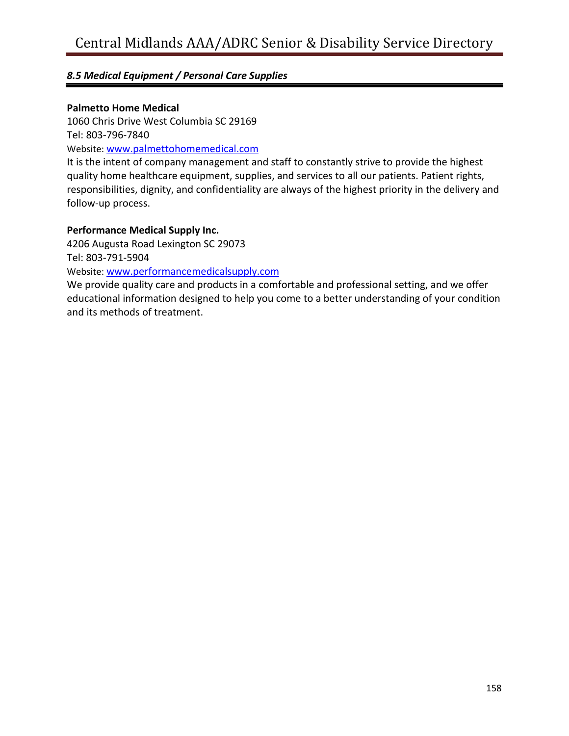### *8.5 Medical Equipment / Personal Care Supplies*

**Palmetto Home Medical**
1060 Chris Drive West Columbia SC 29169
Tel: 803-796-7840
Website: [www.palmettohomemedical.com](http://www.palmettohomemedical.com)
It is the intent of company management and staff to constantly strive to provide the highest quality home healthcare equipment, supplies, and services to all our patients. Patient rights, responsibilities, dignity, and confidentiality are always of the highest priority in the delivery and follow-up process.

**Performance Medical Supply Inc.**
4206 Augusta Road Lexington SC 29073
Tel: 803-791-5904
Website: [www.performancemedicalsupply.com](http://www.performancemedicalsupply.com)
We provide quality care and products in a comfortable and professional setting, and we offer educational information designed to help you come to a better understanding of your condition and its methods of treatment.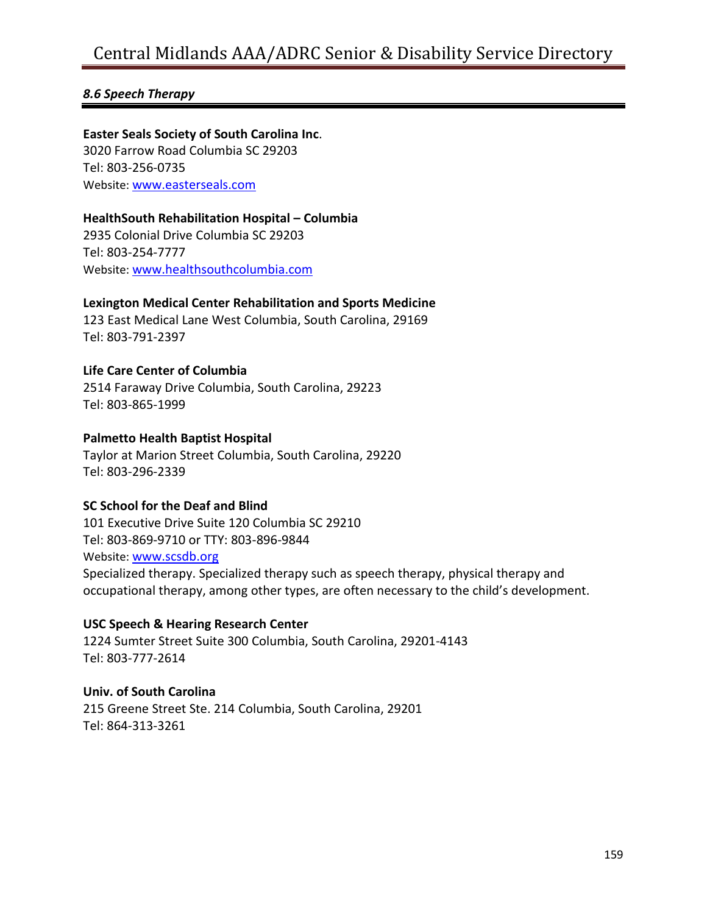### *8.6 Speech Therapy*

**Easter Seals Society of South Carolina Inc**.
3020 Farrow Road Columbia SC 29203
Tel: 803-256-0735
Website: www.easterseals.com

**HealthSouth Rehabilitation Hospital – Columbia**
2935 Colonial Drive Columbia SC 29203
Tel: 803-254-7777
Website: www.healthsouthcolumbia.com

**Lexington Medical Center Rehabilitation and Sports Medicine**
123 East Medical Lane West Columbia, South Carolina, 29169
Tel: 803-791-2397

**Life Care Center of Columbia**
2514 Faraway Drive Columbia, South Carolina, 29223
Tel: 803-865-1999

**Palmetto Health Baptist Hospital**
Taylor at Marion Street Columbia, South Carolina, 29220
Tel: 803-296-2339

**SC School for the Deaf and Blind**
101 Executive Drive Suite 120 Columbia SC 29210
Tel: 803-869-9710 or TTY: 803-896-9844
Website: www.scsdb.org
Specialized therapy. Specialized therapy such as speech therapy, physical therapy and occupational therapy, among other types, are often necessary to the child's development.

**USC Speech & Hearing Research Center**
1224 Sumter Street Suite 300 Columbia, South Carolina, 29201-4143
Tel: 803-777-2614

**Univ. of South Carolina**
215 Greene Street Ste. 214 Columbia, South Carolina, 29201
Tel: 864-313-3261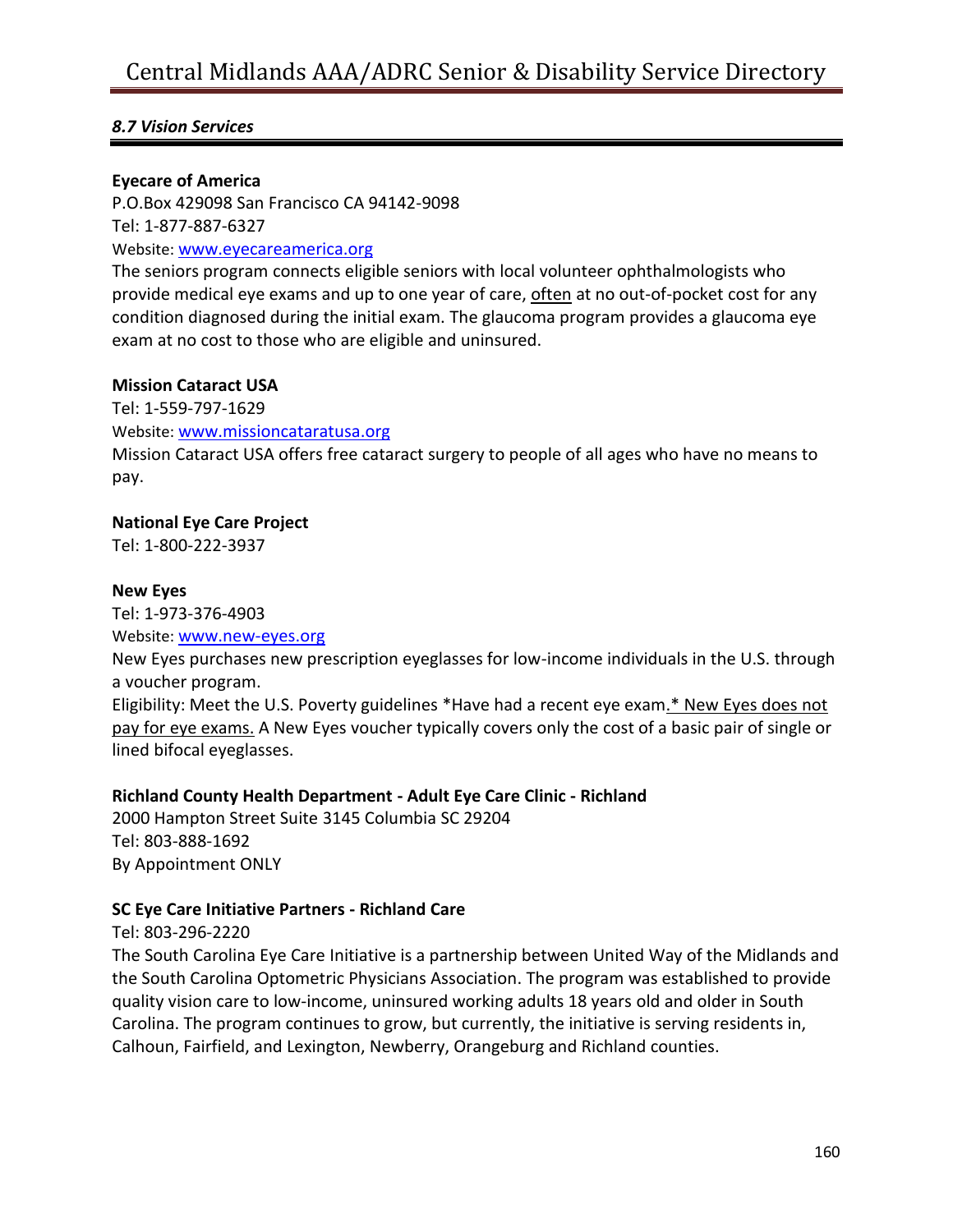### *8.7 Vision Services*

**Eyecare of America**
P.O.Box 429098 San Francisco CA 94142-9098
Tel: 1-877-887-6327
Website: [www.eyecareamerica.org](http://www.eyecareamerica.org)
The seniors program connects eligible seniors with local volunteer ophthalmologists who provide medical eye exams and up to one year of care, <u>often</u> at no out-of-pocket cost for any condition diagnosed during the initial exam. The glaucoma program provides a glaucoma eye exam at no cost to those who are eligible and uninsured.

**Mission Cataract USA**
Tel: 1-559-797-1629
Website: [www.missioncataratusa.org](http://www.missioncataratusa.org)
Mission Cataract USA offers free cataract surgery to people of all ages who have no means to pay.

**National Eye Care Project**
Tel: 1-800-222-3937

**New Eyes**
Tel: 1-973-376-4903
Website: [www.new-eyes.org](http://www.new-eyes.org)
New Eyes purchases new prescription eyeglasses for low-income individuals in the U.S. through a voucher program.
Eligibility: Meet the U.S. Poverty guidelines *Have had a recent eye exam<u>.* New Eyes does not pay for eye exams.</u> A New Eyes voucher typically covers only the cost of a basic pair of single or lined bifocal eyeglasses.

**Richland County Health Department - Adult Eye Care Clinic - Richland**
2000 Hampton Street Suite 3145 Columbia SC 29204
Tel: 803-888-1692
By Appointment ONLY

**SC Eye Care Initiative Partners - Richland Care**
Tel: 803-296-2220
The South Carolina Eye Care Initiative is a partnership between United Way of the Midlands and the South Carolina Optometric Physicians Association. The program was established to provide quality vision care to low-income, uninsured working adults 18 years old and older in South Carolina. The program continues to grow, but currently, the initiative is serving residents in, Calhoun, Fairfield, and Lexington, Newberry, Orangeburg and Richland counties.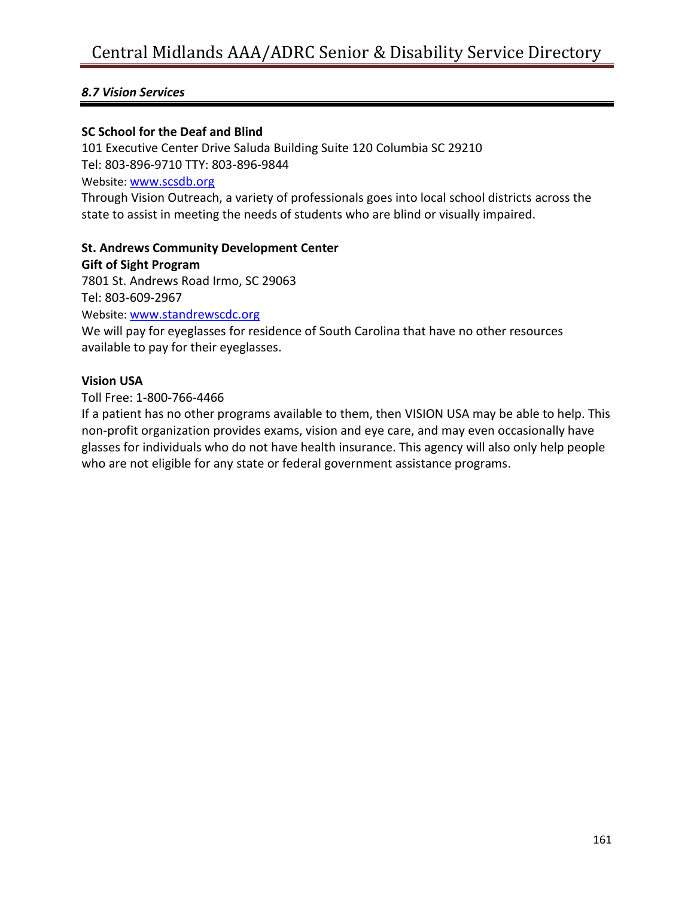### *8.7 Vision Services*

**SC School for the Deaf and Blind**
101 Executive Center Drive Saluda Building Suite 120 Columbia SC 29210
Tel: 803-896-9710 TTY: 803-896-9844
Website: [www.scsdb.org](http://www.scsdb.org)
Through Vision Outreach, a variety of professionals goes into local school districts across the state to assist in meeting the needs of students who are blind or visually impaired.

**St. Andrews Community Development Center**
**Gift of Sight Program**
7801 St. Andrews Road Irmo, SC 29063
Tel: 803-609-2967
Website: [www.standrewscdc.org](http://www.standrewscdc.org)
We will pay for eyeglasses for residence of South Carolina that have no other resources available to pay for their eyeglasses.

**Vision USA**
Toll Free: 1-800-766-4466
If a patient has no other programs available to them, then VISION USA may be able to help. This non-profit organization provides exams, vision and eye care, and may even occasionally have glasses for individuals who do not have health insurance. This agency will also only help people who are not eligible for any state or federal government assistance programs.